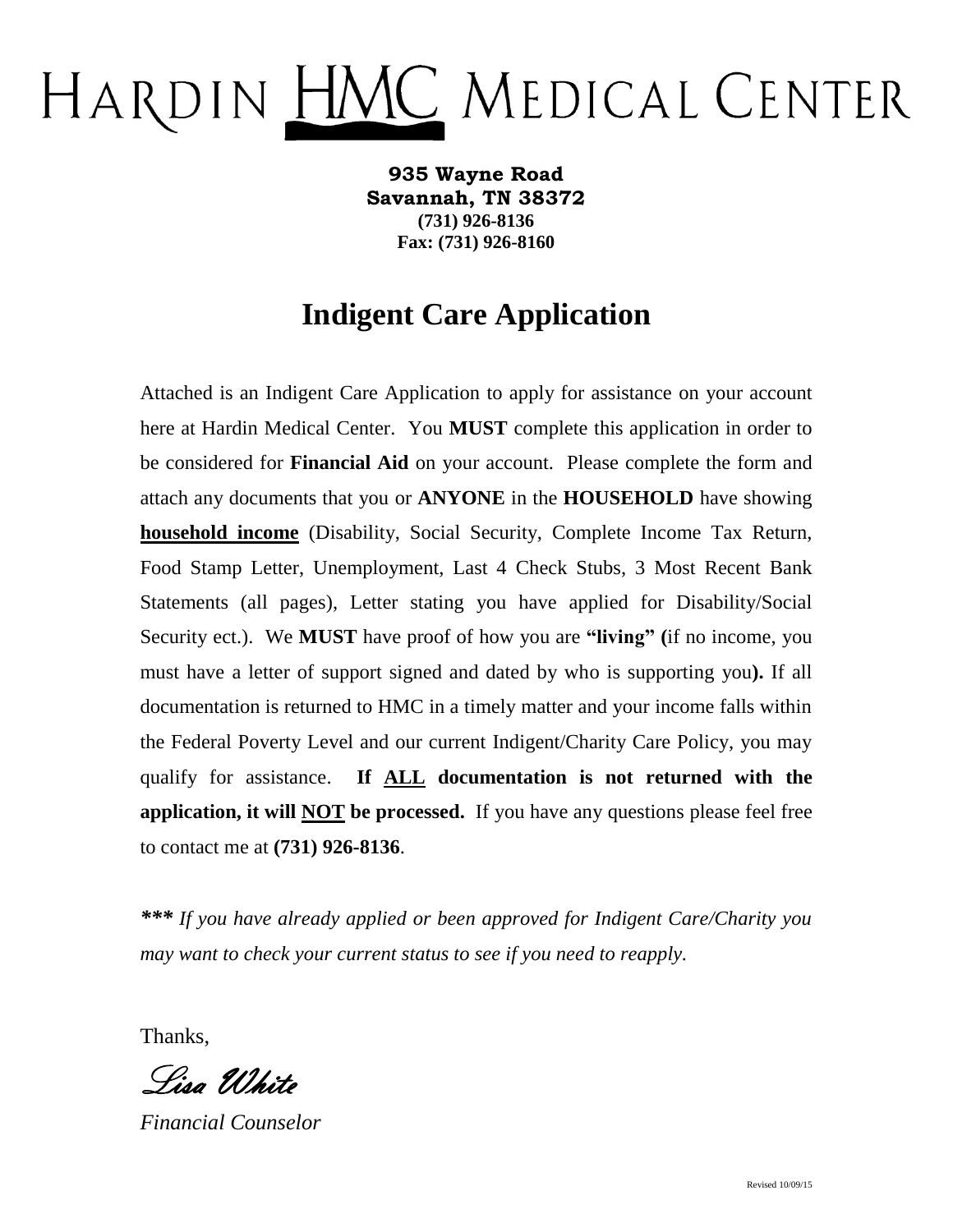# HARDIN HMC MEDICAL CENTER

**935 Wayne Road**
**Savannah, TN 38372**
**(731) 926-8136**
**Fax: (731) 926-8160**

## Indigent Care Application

Attached is an Indigent Care Application to apply for assistance on your account here at Hardin Medical Center. You **MUST** complete this application in order to be considered for **Financial Aid** on your account. Please complete the form and attach any documents that you or **ANYONE** in the **HOUSEHOLD** have showing **household income** (Disability, Social Security, Complete Income Tax Return, Food Stamp Letter, Unemployment, Last 4 Check Stubs, 3 Most Recent Bank Statements (all pages), Letter stating you have applied for Disability/Social Security ect.). We **MUST** have proof of how you are **"living" (**if no income, you must have a letter of support signed and dated by who is supporting you**).** If all documentation is returned to HMC in a timely matter and your income falls within the Federal Poverty Level and our current Indigent/Charity Care Policy, you may qualify for assistance. **If ALL documentation is not returned with the application, it will NOT be processed.** If you have any questions please feel free to contact me at **(731) 926-8136**.

***\*\*\* If you have already applied or been approved for Indigent Care/Charity you may want to check your current status to see if you need to reapply.***

Thanks,

*Lisa White*

*Financial Counselor*

Revised 10/09/15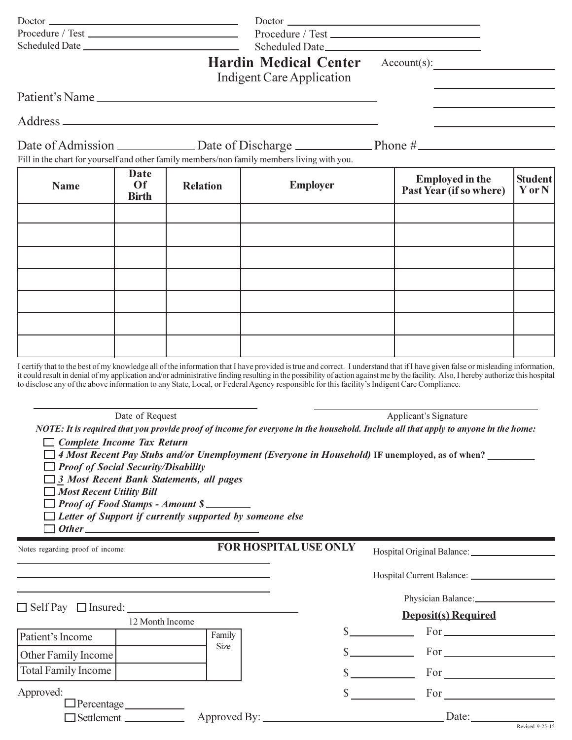Doctor ______________________
Procedure / Test ______________________
Scheduled Date ______________________

Doctor ______________________
Procedure / Test ______________________
Scheduled Date ______________________

# Hardin Medical Center

Indigent Care Application

Account(s): ______________________

Patient's Name ______________________________________

Address ______________________________________

Date of Admission ____________ Date of Discharge ____________ Phone # ______________

Fill in the chart for yourself and other family members/non family members living with you.

| Name | Date Of Birth | Relation | Employer | Employed in the Past Year (if so where) | Student Y or N |
|---|---|---|---|---|---|
| | | | | | |
| | | | | | |
| | | | | | |
| | | | | | |
| | | | | | |
| | | | | | |
| | | | | | |

I certify that to the best of my knowledge all of the information that I have provided is true and correct. I understand that if I have given false or misleading information, it could result in denial of my application and/or administrative finding resulting in the possibility of action against me by the facility. Also, I hereby authorize this hospital to disclose any of the above information to any State, Local, or Federal Agency responsible for this facility's Indigent Care Compliance.

______________________ Date of Request

______________________ Applicant's Signature

***NOTE: It is required that you provide proof of income for everyone in the household. Include all that apply to anyone in the home:***

- ☐ ***Complete Income Tax Return***
- ☐ ***4 Most Recent Pay Stubs and/or Unemployment (Everyone in Household)*** **IF unemployed, as of when?** __________
- ☐ ***Proof of Social Security/Disability***
- ☐ ***3 Most Recent Bank Statements, all pages***
- ☐ ***Most Recent Utility Bill***
- ☐ ***Proof of Food Stamps - Amount $*** _________
- ☐ ***Letter of Support if currently supported by someone else***
- ☐ ***Other*** ______________________

---

## FOR HOSPITAL USE ONLY

Notes regarding proof of income: ______________________

Hospital Original Balance: ______________

Hospital Current Balance: ______________

Physician Balance: ______________

☐ Self Pay ☐ Insured: ______________________

12 Month Income

| | | |
|---|---|---|
| Patient's Income | | Family Size |
| Other Family Income | | |
| Total Family Income | | |

**Deposit(s) Required**

$ __________ For ______________

$ __________ For ______________

$ __________ For ______________

$ __________ For ______________

Approved:

☐ Percentage __________

☐ Settlement __________

Approved By: ______________________ Date: ______________

Revised 9-25-15